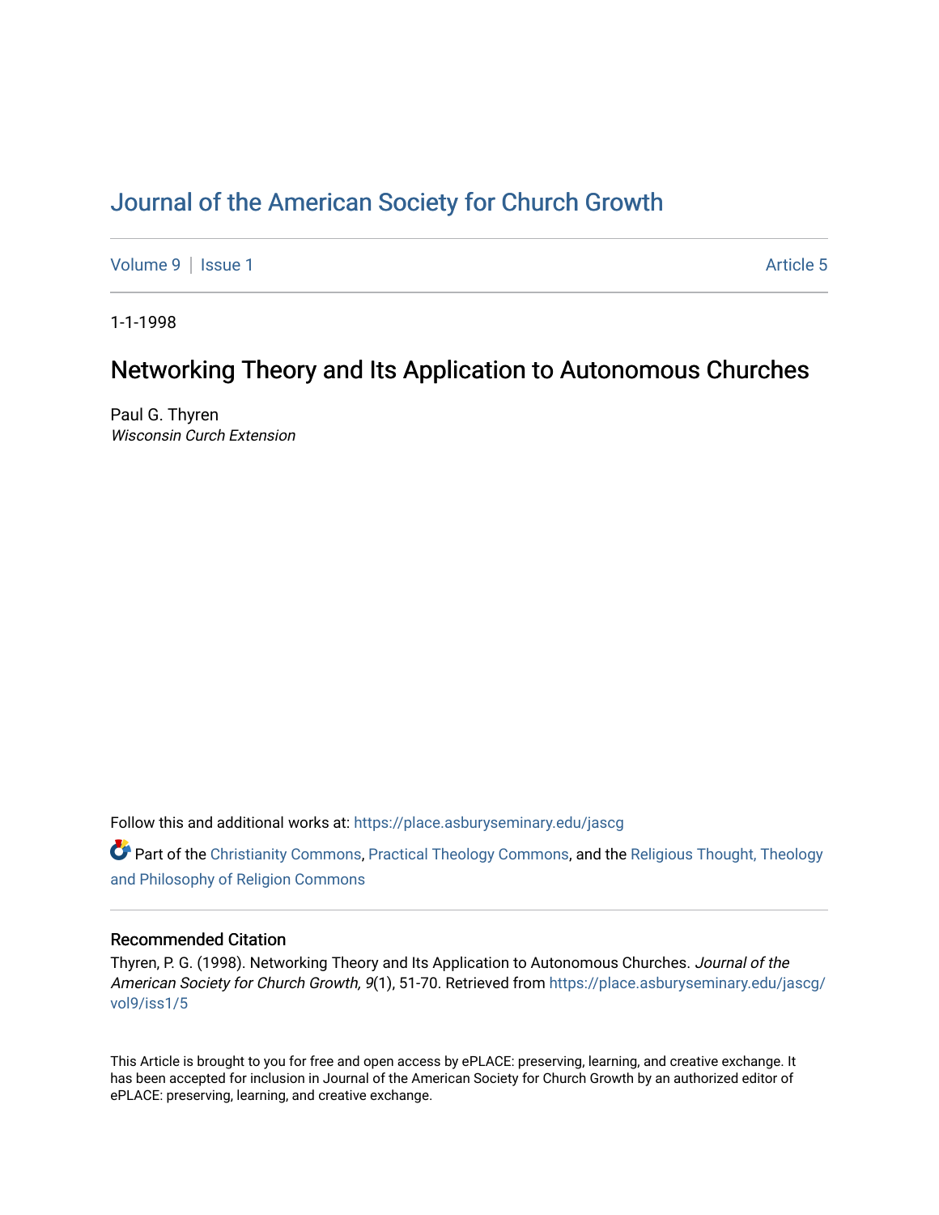# Journal of the American Society for Church Growth

Volume 9 | Issue 1 | Article 5

1-1-1998

## Networking Theory and Its Application to Autonomous Churches

Paul G. Thyren
*Wisconsin Curch Extension*

Follow this and additional works at: https://place.asburyseminary.edu/jascg

Part of the Christianity Commons, Practical Theology Commons, and the Religious Thought, Theology and Philosophy of Religion Commons

### Recommended Citation

Thyren, P. G. (1998). Networking Theory and Its Application to Autonomous Churches. *Journal of the American Society for Church Growth, 9*(1), 51-70. Retrieved from https://place.asburyseminary.edu/jascg/vol9/iss1/5

This Article is brought to you for free and open access by ePLACE: preserving, learning, and creative exchange. It has been accepted for inclusion in Journal of the American Society for Church Growth by an authorized editor of ePLACE: preserving, learning, and creative exchange.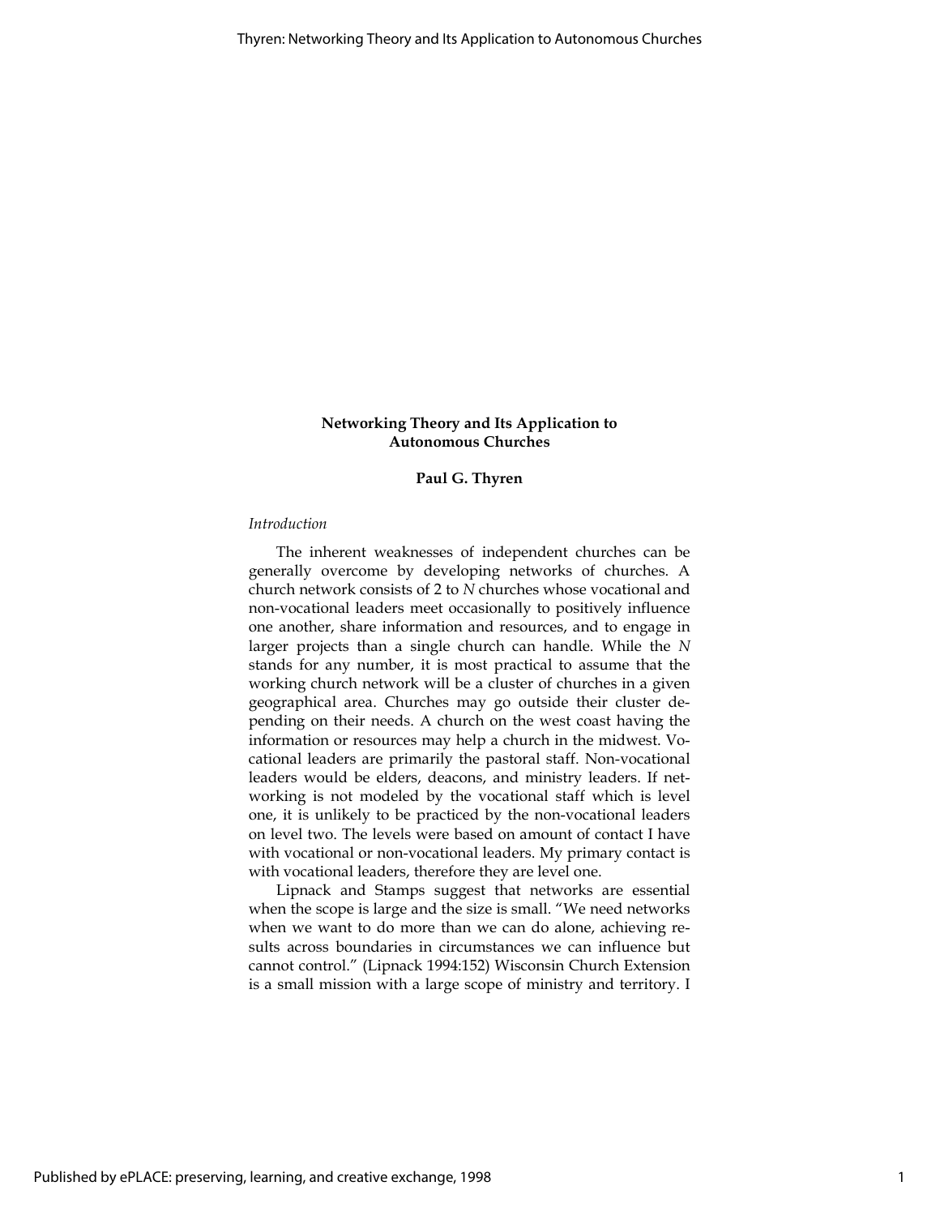**Networking Theory and Its Application to Autonomous Churches**

**Paul G. Thyren**

*Introduction*

The inherent weaknesses of independent churches can be generally overcome by developing networks of churches. A church network consists of 2 to *N* churches whose vocational and non-vocational leaders meet occasionally to positively influence one another, share information and resources, and to engage in larger projects than a single church can handle. While the *N* stands for any number, it is most practical to assume that the working church network will be a cluster of churches in a given geographical area. Churches may go outside their cluster depending on their needs. A church on the west coast having the information or resources may help a church in the midwest. Vocational leaders are primarily the pastoral staff. Non-vocational leaders would be elders, deacons, and ministry leaders. If networking is not modeled by the vocational staff which is level one, it is unlikely to be practiced by the non-vocational leaders on level two. The levels were based on amount of contact I have with vocational or non-vocational leaders. My primary contact is with vocational leaders, therefore they are level one.

Lipnack and Stamps suggest that networks are essential when the scope is large and the size is small. "We need networks when we want to do more than we can do alone, achieving results across boundaries in circumstances we can influence but cannot control." (Lipnack 1994:152) Wisconsin Church Extension is a small mission with a large scope of ministry and territory. I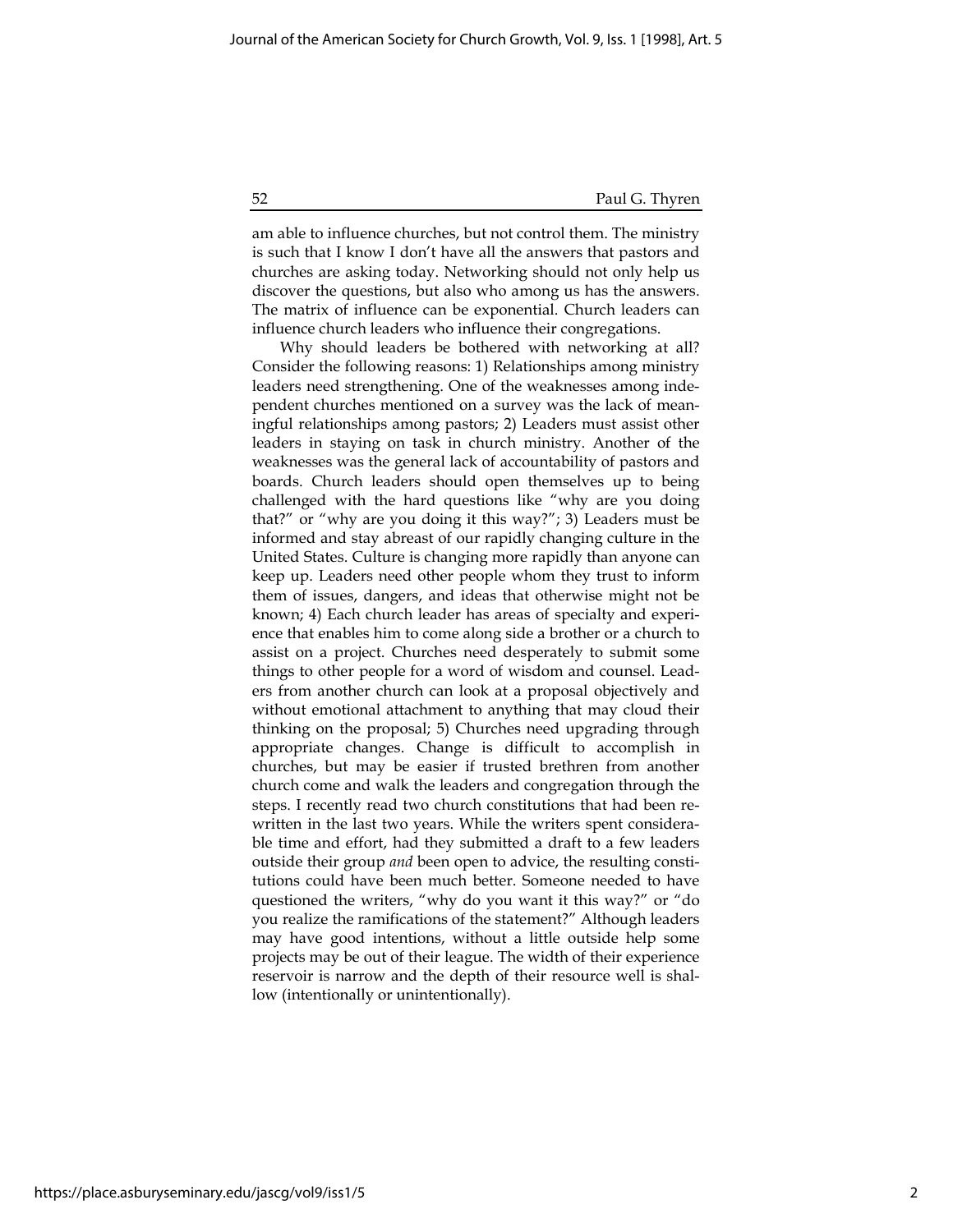am able to influence churches, but not control them. The ministry is such that I know I don't have all the answers that pastors and churches are asking today. Networking should not only help us discover the questions, but also who among us has the answers. The matrix of influence can be exponential. Church leaders can influence church leaders who influence their congregations.

Why should leaders be bothered with networking at all? Consider the following reasons: 1) Relationships among ministry leaders need strengthening. One of the weaknesses among independent churches mentioned on a survey was the lack of meaningful relationships among pastors; 2) Leaders must assist other leaders in staying on task in church ministry. Another of the weaknesses was the general lack of accountability of pastors and boards. Church leaders should open themselves up to being challenged with the hard questions like "why are you doing that?" or "why are you doing it this way?"; 3) Leaders must be informed and stay abreast of our rapidly changing culture in the United States. Culture is changing more rapidly than anyone can keep up. Leaders need other people whom they trust to inform them of issues, dangers, and ideas that otherwise might not be known; 4) Each church leader has areas of specialty and experience that enables him to come along side a brother or a church to assist on a project. Churches need desperately to submit some things to other people for a word of wisdom and counsel. Leaders from another church can look at a proposal objectively and without emotional attachment to anything that may cloud their thinking on the proposal; 5) Churches need upgrading through appropriate changes. Change is difficult to accomplish in churches, but may be easier if trusted brethren from another church come and walk the leaders and congregation through the steps. I recently read two church constitutions that had been rewritten in the last two years. While the writers spent considerable time and effort, had they submitted a draft to a few leaders outside their group *and* been open to advice, the resulting constitutions could have been much better. Someone needed to have questioned the writers, "why do you want it this way?" or "do you realize the ramifications of the statement?" Although leaders may have good intentions, without a little outside help some projects may be out of their league. The width of their experience reservoir is narrow and the depth of their resource well is shallow (intentionally or unintentionally).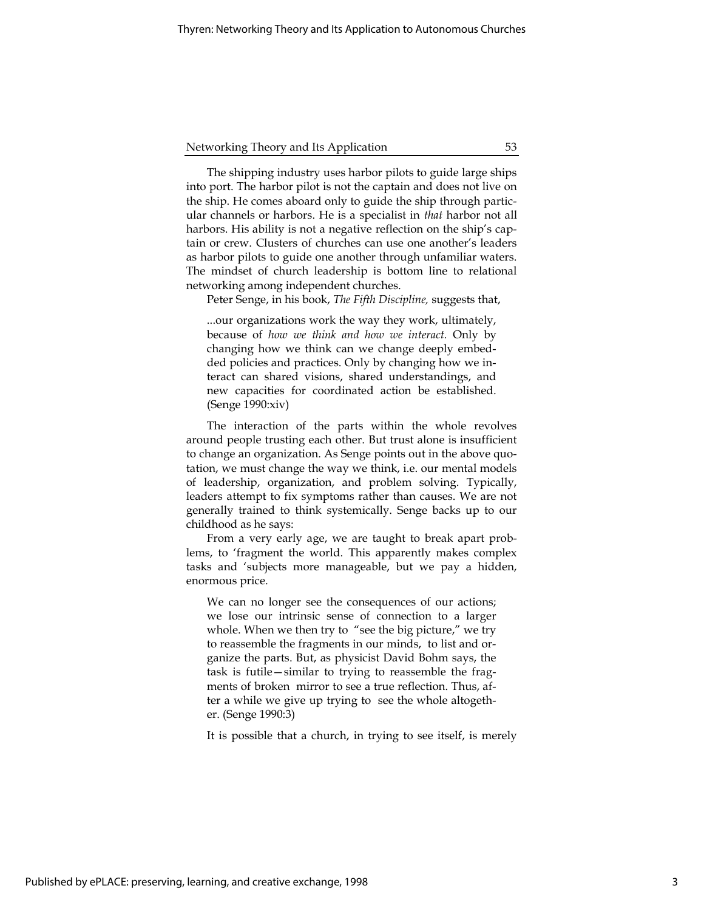The shipping industry uses harbor pilots to guide large ships into port. The harbor pilot is not the captain and does not live on the ship. He comes aboard only to guide the ship through particular channels or harbors. He is a specialist in *that* harbor not all harbors. His ability is not a negative reflection on the ship's captain or crew. Clusters of churches can use one another's leaders as harbor pilots to guide one another through unfamiliar waters. The mindset of church leadership is bottom line to relational networking among independent churches.

Peter Senge, in his book, *The Fifth Discipline,* suggests that,

> ...our organizations work the way they work, ultimately, because of *how we think and how we interact.* Only by changing how we think can we change deeply embedded policies and practices. Only by changing how we interact can shared visions, shared understandings, and new capacities for coordinated action be established. (Senge 1990:xiv)

The interaction of the parts within the whole revolves around people trusting each other. But trust alone is insufficient to change an organization. As Senge points out in the above quotation, we must change the way we think, i.e. our mental models of leadership, organization, and problem solving. Typically, leaders attempt to fix symptoms rather than causes. We are not generally trained to think systemically. Senge backs up to our childhood as he says:

From a very early age, we are taught to break apart problems, to 'fragment the world. This apparently makes complex tasks and 'subjects more manageable, but we pay a hidden, enormous price.

> We can no longer see the consequences of our actions; we lose our intrinsic sense of connection to a larger whole. When we then try to "see the big picture," we try to reassemble the fragments in our minds, to list and organize the parts. But, as physicist David Bohm says, the task is futile—similar to trying to reassemble the fragments of broken mirror to see a true reflection. Thus, after a while we give up trying to see the whole altogether. (Senge 1990:3)

It is possible that a church, in trying to see itself, is merely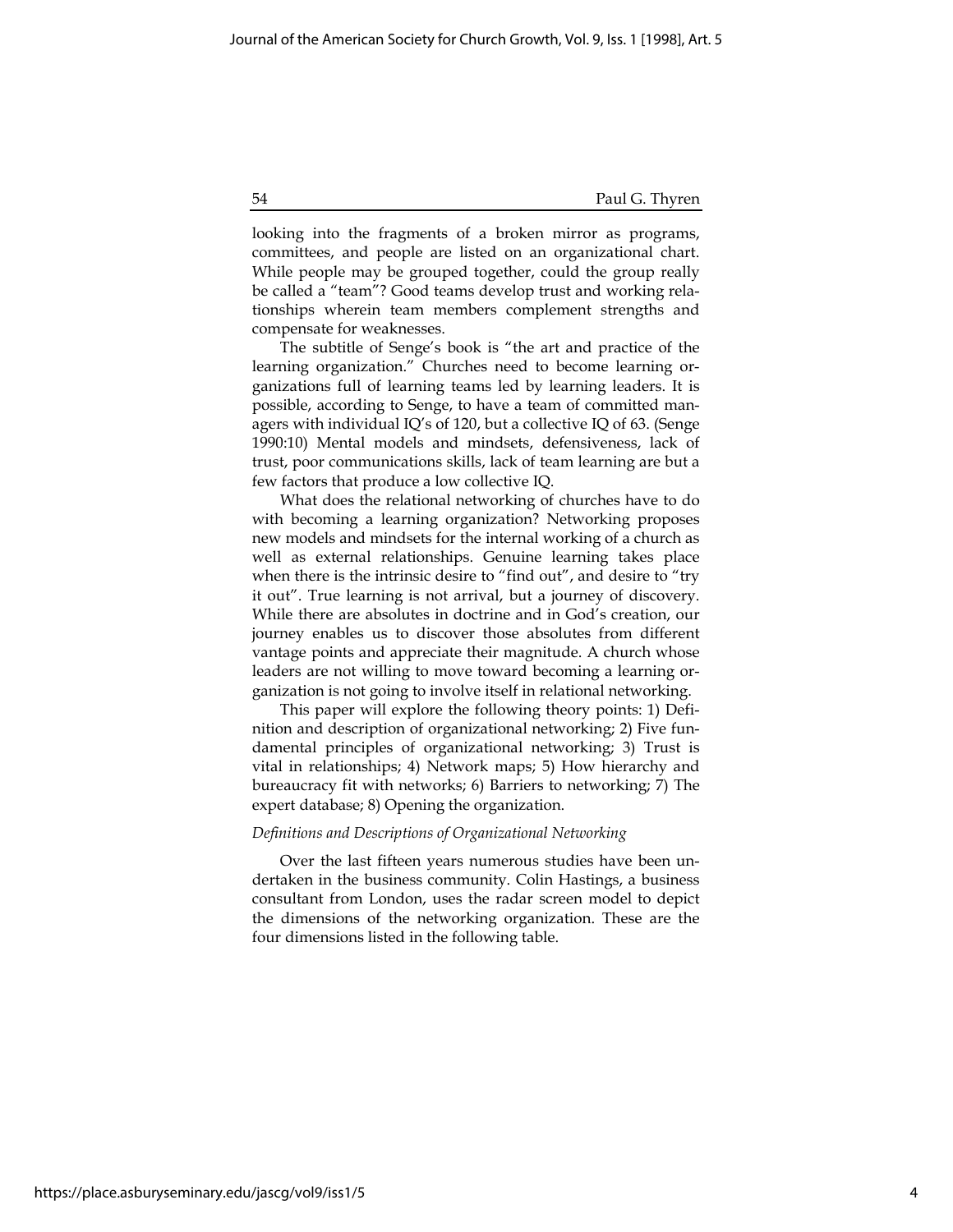looking into the fragments of a broken mirror as programs, committees, and people are listed on an organizational chart. While people may be grouped together, could the group really be called a "team"? Good teams develop trust and working relationships wherein team members complement strengths and compensate for weaknesses.

The subtitle of Senge's book is "the art and practice of the learning organization." Churches need to become learning organizations full of learning teams led by learning leaders. It is possible, according to Senge, to have a team of committed managers with individual IQ's of 120, but a collective IQ of 63. (Senge 1990:10) Mental models and mindsets, defensiveness, lack of trust, poor communications skills, lack of team learning are but a few factors that produce a low collective IQ.

What does the relational networking of churches have to do with becoming a learning organization? Networking proposes new models and mindsets for the internal working of a church as well as external relationships. Genuine learning takes place when there is the intrinsic desire to "find out", and desire to "try it out". True learning is not arrival, but a journey of discovery. While there are absolutes in doctrine and in God's creation, our journey enables us to discover those absolutes from different vantage points and appreciate their magnitude. A church whose leaders are not willing to move toward becoming a learning organization is not going to involve itself in relational networking.

This paper will explore the following theory points: 1) Definition and description of organizational networking; 2) Five fundamental principles of organizational networking; 3) Trust is vital in relationships; 4) Network maps; 5) How hierarchy and bureaucracy fit with networks; 6) Barriers to networking; 7) The expert database; 8) Opening the organization.

### *Definitions and Descriptions of Organizational Networking*

Over the last fifteen years numerous studies have been undertaken in the business community. Colin Hastings, a business consultant from London, uses the radar screen model to depict the dimensions of the networking organization. These are the four dimensions listed in the following table.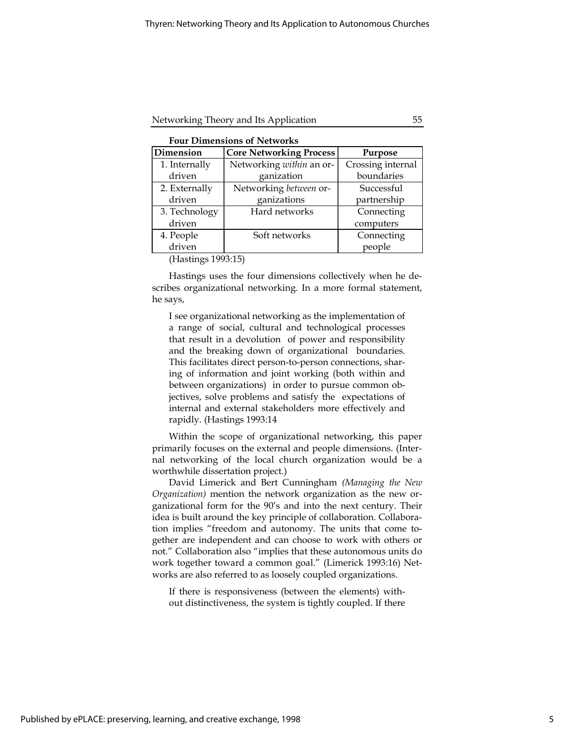**Four Dimensions of Networks**

| Dimension | Core Networking Process | Purpose |
|---|---|---|
| 1. Internally driven | Networking *within* an organization | Crossing internal boundaries |
| 2. Externally driven | Networking *between* organizations | Successful partnership |
| 3. Technology driven | Hard networks | Connecting computers |
| 4. People driven | Soft networks | Connecting people |

(Hastings 1993:15)

Hastings uses the four dimensions collectively when he describes organizational networking. In a more formal statement, he says,

> I see organizational networking as the implementation of a range of social, cultural and technological processes that result in a devolution of power and responsibility and the breaking down of organizational boundaries. This facilitates direct person-to-person connections, sharing of information and joint working (both within and between organizations) in order to pursue common objectives, solve problems and satisfy the expectations of internal and external stakeholders more effectively and rapidly. (Hastings 1993:14

Within the scope of organizational networking, this paper primarily focuses on the external and people dimensions. (Internal networking of the local church organization would be a worthwhile dissertation project.)

David Limerick and Bert Cunningham *(Managing the New Organization)* mention the network organization as the new organizational form for the 90's and into the next century. Their idea is built around the key principle of collaboration. Collaboration implies "freedom and autonomy. The units that come together are independent and can choose to work with others or not." Collaboration also "implies that these autonomous units do work together toward a common goal." (Limerick 1993:16) Networks are also referred to as loosely coupled organizations.

> If there is responsiveness (between the elements) without distinctiveness, the system is tightly coupled. If there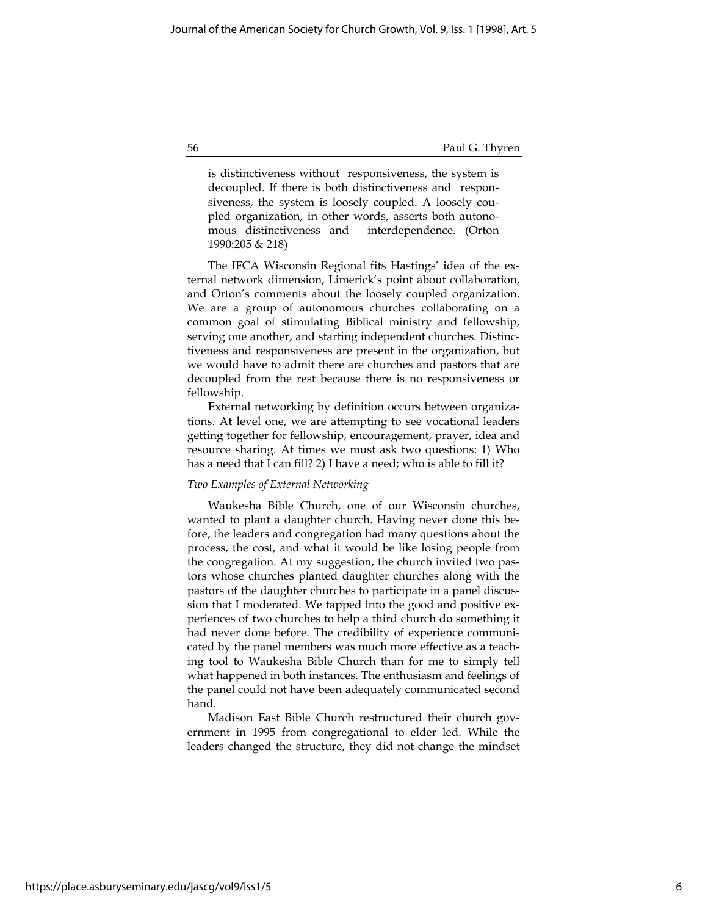is distinctiveness without responsiveness, the system is decoupled. If there is both distinctiveness and responsiveness, the system is loosely coupled. A loosely coupled organization, in other words, asserts both autonomous distinctiveness and interdependence. (Orton 1990:205 & 218)

The IFCA Wisconsin Regional fits Hastings' idea of the external network dimension, Limerick's point about collaboration, and Orton's comments about the loosely coupled organization. We are a group of autonomous churches collaborating on a common goal of stimulating Biblical ministry and fellowship, serving one another, and starting independent churches. Distinctiveness and responsiveness are present in the organization, but we would have to admit there are churches and pastors that are decoupled from the rest because there is no responsiveness or fellowship.

External networking by definition occurs between organizations. At level one, we are attempting to see vocational leaders getting together for fellowship, encouragement, prayer, idea and resource sharing. At times we must ask two questions: 1) Who has a need that I can fill? 2) I have a need; who is able to fill it?

*Two Examples of External Networking*

Waukesha Bible Church, one of our Wisconsin churches, wanted to plant a daughter church. Having never done this before, the leaders and congregation had many questions about the process, the cost, and what it would be like losing people from the congregation. At my suggestion, the church invited two pastors whose churches planted daughter churches along with the pastors of the daughter churches to participate in a panel discussion that I moderated. We tapped into the good and positive experiences of two churches to help a third church do something it had never done before. The credibility of experience communicated by the panel members was much more effective as a teaching tool to Waukesha Bible Church than for me to simply tell what happened in both instances. The enthusiasm and feelings of the panel could not have been adequately communicated second hand.

Madison East Bible Church restructured their church government in 1995 from congregational to elder led. While the leaders changed the structure, they did not change the mindset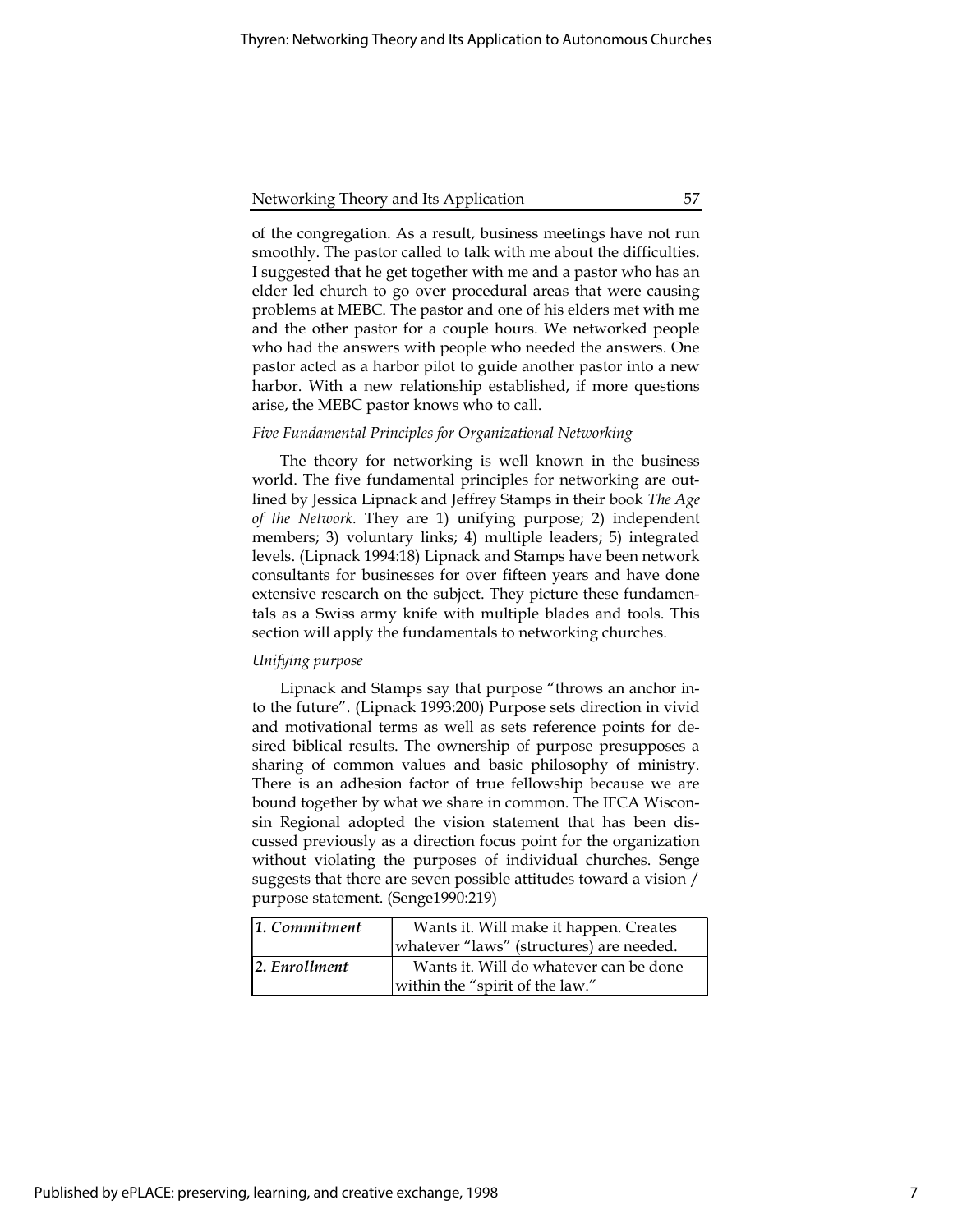of the congregation. As a result, business meetings have not run smoothly. The pastor called to talk with me about the difficulties. I suggested that he get together with me and a pastor who has an elder led church to go over procedural areas that were causing problems at MEBC. The pastor and one of his elders met with me and the other pastor for a couple hours. We networked people who had the answers with people who needed the answers. One pastor acted as a harbor pilot to guide another pastor into a new harbor. With a new relationship established, if more questions arise, the MEBC pastor knows who to call.

*Five Fundamental Principles for Organizational Networking*

The theory for networking is well known in the business world. The five fundamental principles for networking are outlined by Jessica Lipnack and Jeffrey Stamps in their book *The Age of the Network.* They are 1) unifying purpose; 2) independent members; 3) voluntary links; 4) multiple leaders; 5) integrated levels. (Lipnack 1994:18) Lipnack and Stamps have been network consultants for businesses for over fifteen years and have done extensive research on the subject. They picture these fundamentals as a Swiss army knife with multiple blades and tools. This section will apply the fundamentals to networking churches.

*Unifying purpose*

Lipnack and Stamps say that purpose "throws an anchor into the future". (Lipnack 1993:200) Purpose sets direction in vivid and motivational terms as well as sets reference points for desired biblical results. The ownership of purpose presupposes a sharing of common values and basic philosophy of ministry. There is an adhesion factor of true fellowship because we are bound together by what we share in common. The IFCA Wisconsin Regional adopted the vision statement that has been discussed previously as a direction focus point for the organization without violating the purposes of individual churches. Senge suggests that there are seven possible attitudes toward a vision / purpose statement. (Senge1990:219)

| | |
|---|---|
| *1. Commitment* | Wants it. Will make it happen. Creates whatever "laws" (structures) are needed. |
| *2. Enrollment* | Wants it. Will do whatever can be done within the "spirit of the law." |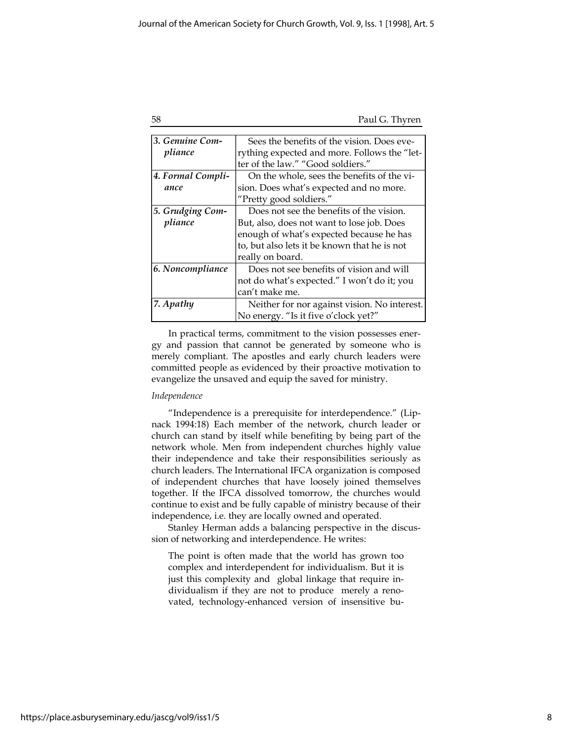| | |
|---|---|
| ***3. Genuine Compliance*** | Sees the benefits of the vision. Does everything expected and more. Follows the "letter of the law." "Good soldiers." |
| ***4. Formal Compliance*** | On the whole, sees the benefits of the vision. Does what's expected and no more. "Pretty good soldiers." |
| ***5. Grudging Compliance*** | Does not see the benefits of the vision. But, also, does not want to lose job. Does enough of what's expected because he has to, but also lets it be known that he is not really on board. |
| ***6. Noncompliance*** | Does not see benefits of vision and will not do what's expected." I won't do it; you can't make me. |
| ***7. Apathy*** | Neither for nor against vision. No interest. No energy. "Is it five o'clock yet?" |

In practical terms, commitment to the vision possesses energy and passion that cannot be generated by someone who is merely compliant. The apostles and early church leaders were committed people as evidenced by their proactive motivation to evangelize the unsaved and equip the saved for ministry.

*Independence*

"Independence is a prerequisite for interdependence." (Lipnack 1994:18) Each member of the network, church leader or church can stand by itself while benefiting by being part of the network whole. Men from independent churches highly value their independence and take their responsibilities seriously as church leaders. The International IFCA organization is composed of independent churches that have loosely joined themselves together. If the IFCA dissolved tomorrow, the churches would continue to exist and be fully capable of ministry because of their independence, i.e. they are locally owned and operated.

Stanley Herman adds a balancing perspective in the discussion of networking and interdependence. He writes:

> The point is often made that the world has grown too complex and interdependent for individualism. But it is just this complexity and global linkage that require individualism if they are not to produce merely a renovated, technology-enhanced version of insensitive bu-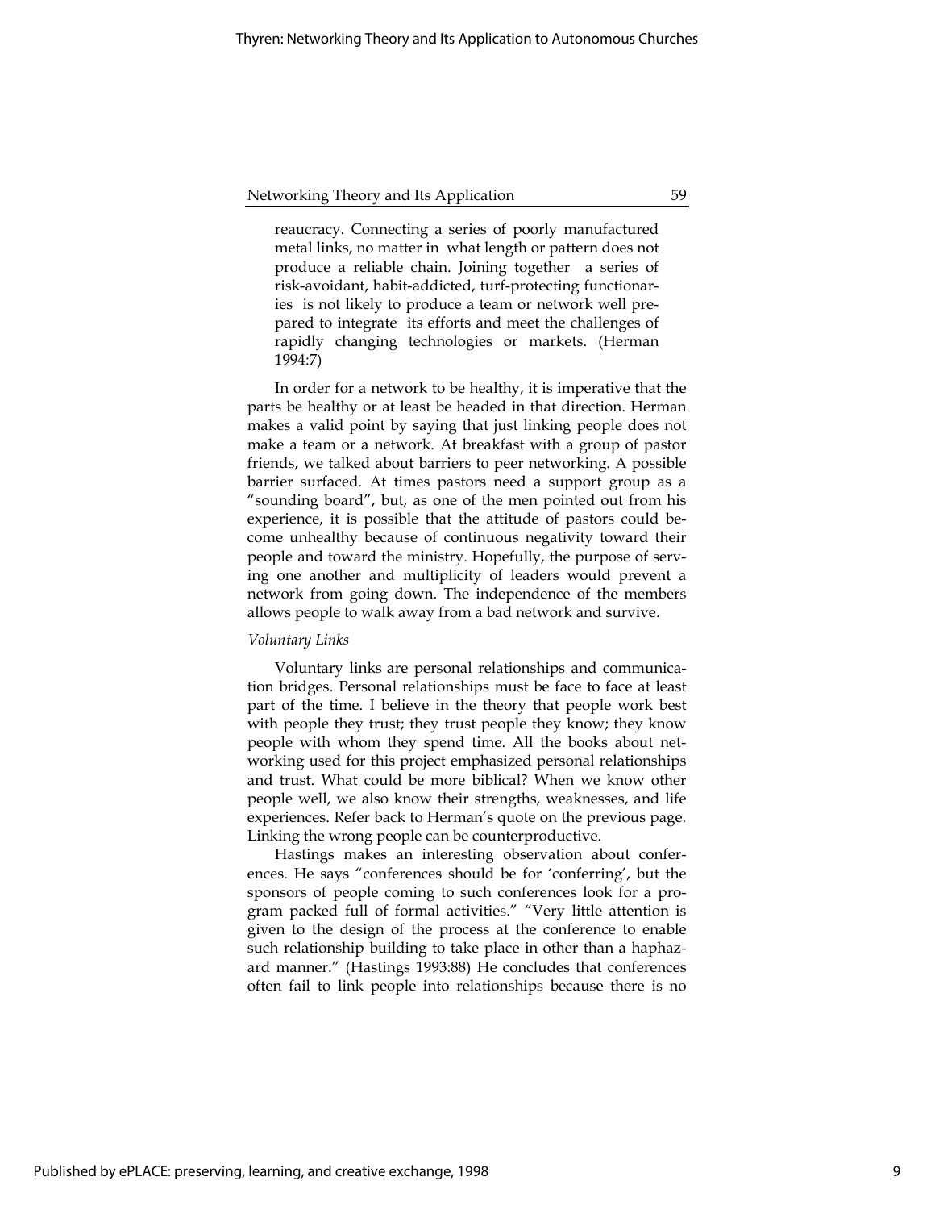> reaucracy. Connecting a series of poorly manufactured metal links, no matter in what length or pattern does not produce a reliable chain. Joining together a series of risk-avoidant, habit-addicted, turf-protecting functionaries is not likely to produce a team or network well prepared to integrate its efforts and meet the challenges of rapidly changing technologies or markets. (Herman 1994:7)

In order for a network to be healthy, it is imperative that the parts be healthy or at least be headed in that direction. Herman makes a valid point by saying that just linking people does not make a team or a network. At breakfast with a group of pastor friends, we talked about barriers to peer networking. A possible barrier surfaced. At times pastors need a support group as a "sounding board", but, as one of the men pointed out from his experience, it is possible that the attitude of pastors could become unhealthy because of continuous negativity toward their people and toward the ministry. Hopefully, the purpose of serving one another and multiplicity of leaders would prevent a network from going down. The independence of the members allows people to walk away from a bad network and survive.

*Voluntary Links*

Voluntary links are personal relationships and communication bridges. Personal relationships must be face to face at least part of the time. I believe in the theory that people work best with people they trust; they trust people they know; they know people with whom they spend time. All the books about networking used for this project emphasized personal relationships and trust. What could be more biblical? When we know other people well, we also know their strengths, weaknesses, and life experiences. Refer back to Herman's quote on the previous page. Linking the wrong people can be counterproductive.

Hastings makes an interesting observation about conferences. He says "conferences should be for 'conferring', but the sponsors of people coming to such conferences look for a program packed full of formal activities." "Very little attention is given to the design of the process at the conference to enable such relationship building to take place in other than a haphazard manner." (Hastings 1993:88) He concludes that conferences often fail to link people into relationships because there is no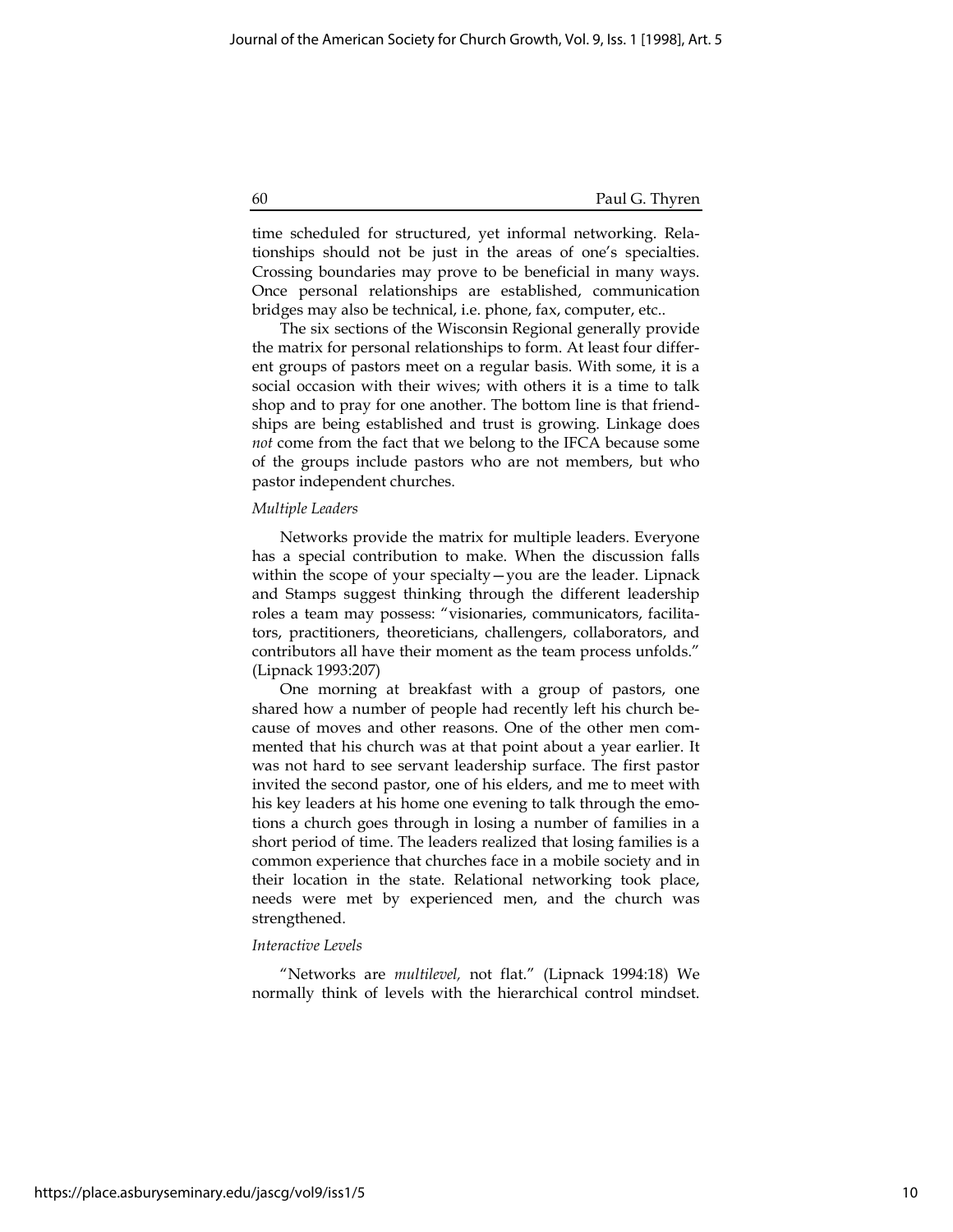time scheduled for structured, yet informal networking. Relationships should not be just in the areas of one's specialties. Crossing boundaries may prove to be beneficial in many ways. Once personal relationships are established, communication bridges may also be technical, i.e. phone, fax, computer, etc..

The six sections of the Wisconsin Regional generally provide the matrix for personal relationships to form. At least four different groups of pastors meet on a regular basis. With some, it is a social occasion with their wives; with others it is a time to talk shop and to pray for one another. The bottom line is that friendships are being established and trust is growing. Linkage does *not* come from the fact that we belong to the IFCA because some of the groups include pastors who are not members, but who pastor independent churches.

*Multiple Leaders*

Networks provide the matrix for multiple leaders. Everyone has a special contribution to make. When the discussion falls within the scope of your specialty—you are the leader. Lipnack and Stamps suggest thinking through the different leadership roles a team may possess: "visionaries, communicators, facilitators, practitioners, theoreticians, challengers, collaborators, and contributors all have their moment as the team process unfolds." (Lipnack 1993:207)

One morning at breakfast with a group of pastors, one shared how a number of people had recently left his church because of moves and other reasons. One of the other men commented that his church was at that point about a year earlier. It was not hard to see servant leadership surface. The first pastor invited the second pastor, one of his elders, and me to meet with his key leaders at his home one evening to talk through the emotions a church goes through in losing a number of families in a short period of time. The leaders realized that losing families is a common experience that churches face in a mobile society and in their location in the state. Relational networking took place, needs were met by experienced men, and the church was strengthened.

*Interactive Levels*

"Networks are *multilevel,* not flat." (Lipnack 1994:18) We normally think of levels with the hierarchical control mindset.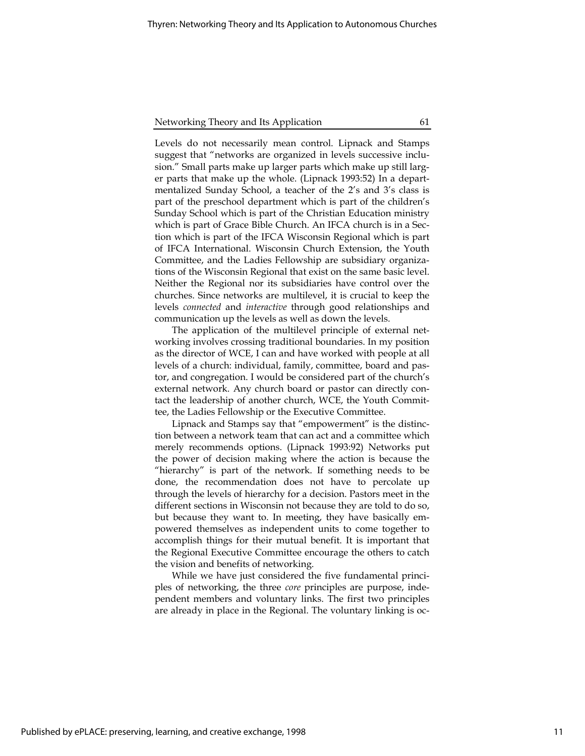Levels do not necessarily mean control. Lipnack and Stamps suggest that "networks are organized in levels successive inclusion." Small parts make up larger parts which make up still larger parts that make up the whole. (Lipnack 1993:52) In a departmentalized Sunday School, a teacher of the 2's and 3's class is part of the preschool department which is part of the children's Sunday School which is part of the Christian Education ministry which is part of Grace Bible Church. An IFCA church is in a Section which is part of the IFCA Wisconsin Regional which is part of IFCA International. Wisconsin Church Extension, the Youth Committee, and the Ladies Fellowship are subsidiary organizations of the Wisconsin Regional that exist on the same basic level. Neither the Regional nor its subsidiaries have control over the churches. Since networks are multilevel, it is crucial to keep the levels *connected* and *interactive* through good relationships and communication up the levels as well as down the levels.

The application of the multilevel principle of external networking involves crossing traditional boundaries. In my position as the director of WCE, I can and have worked with people at all levels of a church: individual, family, committee, board and pastor, and congregation. I would be considered part of the church's external network. Any church board or pastor can directly contact the leadership of another church, WCE, the Youth Committee, the Ladies Fellowship or the Executive Committee.

Lipnack and Stamps say that "empowerment" is the distinction between a network team that can act and a committee which merely recommends options. (Lipnack 1993:92) Networks put the power of decision making where the action is because the "hierarchy" is part of the network. If something needs to be done, the recommendation does not have to percolate up through the levels of hierarchy for a decision. Pastors meet in the different sections in Wisconsin not because they are told to do so, but because they want to. In meeting, they have basically empowered themselves as independent units to come together to accomplish things for their mutual benefit. It is important that the Regional Executive Committee encourage the others to catch the vision and benefits of networking.

While we have just considered the five fundamental principles of networking, the three *core* principles are purpose, independent members and voluntary links. The first two principles are already in place in the Regional. The voluntary linking is oc-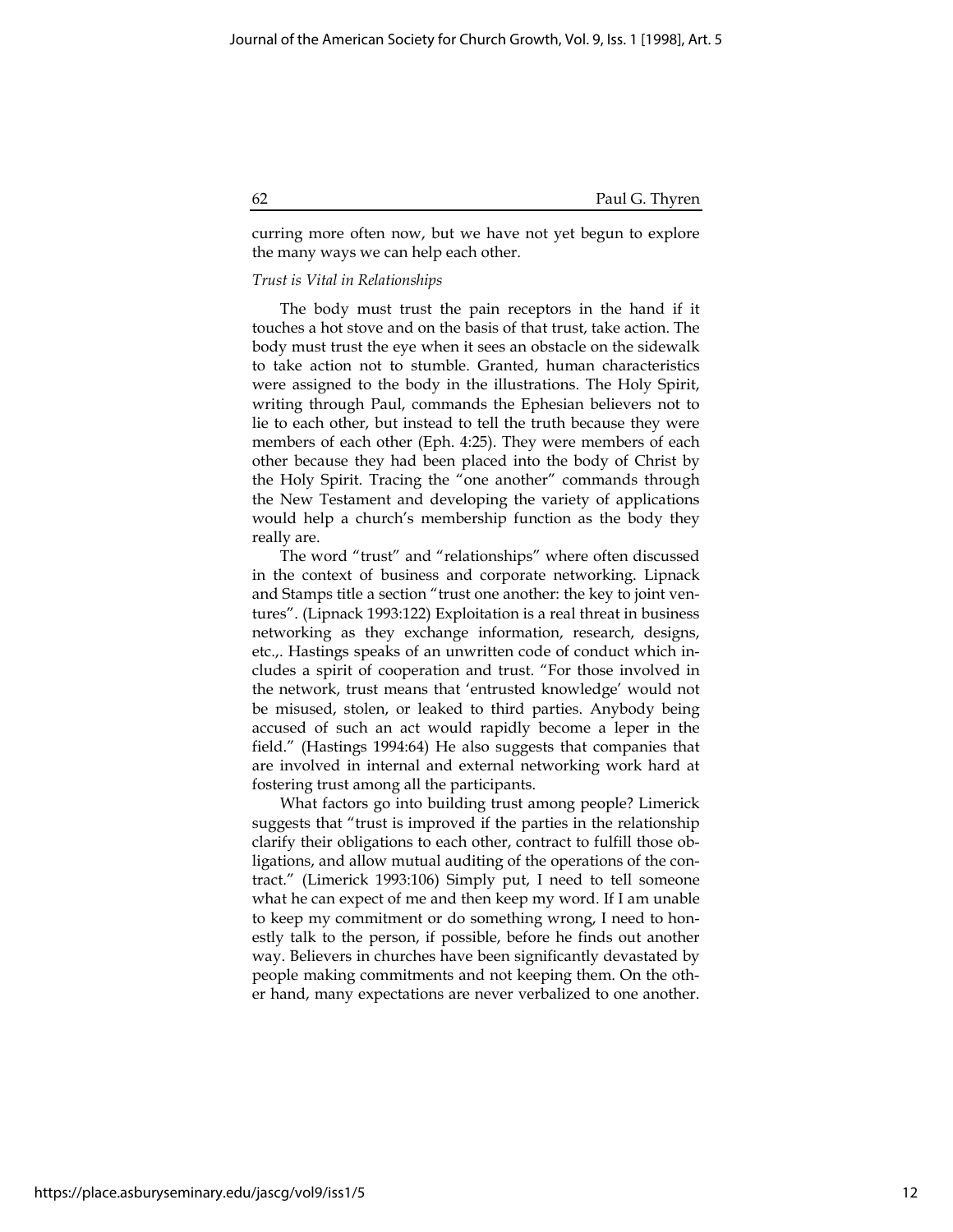curring more often now, but we have not yet begun to explore the many ways we can help each other.

*Trust is Vital in Relationships*

The body must trust the pain receptors in the hand if it touches a hot stove and on the basis of that trust, take action. The body must trust the eye when it sees an obstacle on the sidewalk to take action not to stumble. Granted, human characteristics were assigned to the body in the illustrations. The Holy Spirit, writing through Paul, commands the Ephesian believers not to lie to each other, but instead to tell the truth because they were members of each other (Eph. 4:25). They were members of each other because they had been placed into the body of Christ by the Holy Spirit. Tracing the "one another" commands through the New Testament and developing the variety of applications would help a church's membership function as the body they really are.

The word "trust" and "relationships" where often discussed in the context of business and corporate networking. Lipnack and Stamps title a section "trust one another: the key to joint ventures". (Lipnack 1993:122) Exploitation is a real threat in business networking as they exchange information, research, designs, etc.,. Hastings speaks of an unwritten code of conduct which includes a spirit of cooperation and trust. "For those involved in the network, trust means that 'entrusted knowledge' would not be misused, stolen, or leaked to third parties. Anybody being accused of such an act would rapidly become a leper in the field." (Hastings 1994:64) He also suggests that companies that are involved in internal and external networking work hard at fostering trust among all the participants.

What factors go into building trust among people? Limerick suggests that "trust is improved if the parties in the relationship clarify their obligations to each other, contract to fulfill those obligations, and allow mutual auditing of the operations of the contract." (Limerick 1993:106) Simply put, I need to tell someone what he can expect of me and then keep my word. If I am unable to keep my commitment or do something wrong, I need to honestly talk to the person, if possible, before he finds out another way. Believers in churches have been significantly devastated by people making commitments and not keeping them. On the other hand, many expectations are never verbalized to one another.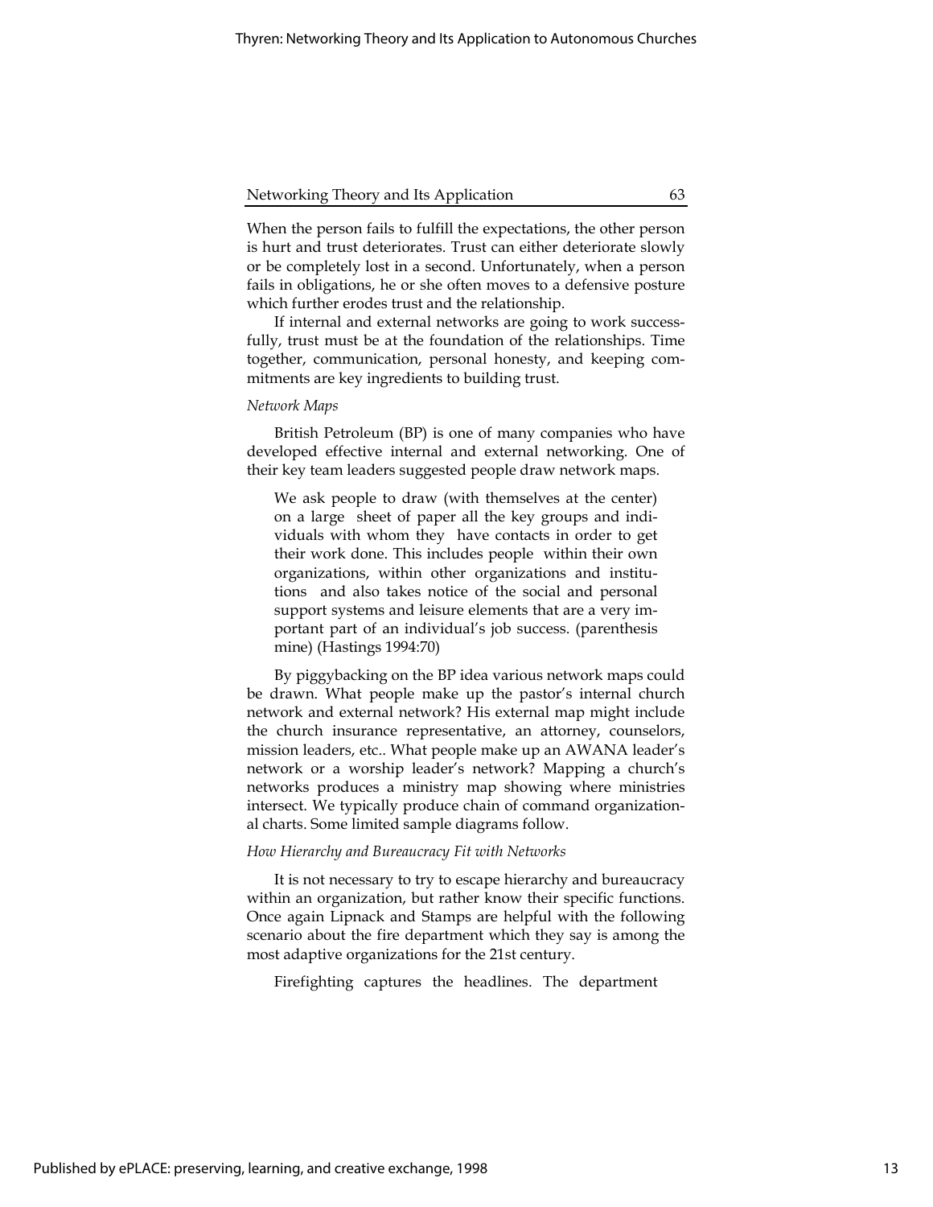When the person fails to fulfill the expectations, the other person is hurt and trust deteriorates. Trust can either deteriorate slowly or be completely lost in a second. Unfortunately, when a person fails in obligations, he or she often moves to a defensive posture which further erodes trust and the relationship.

If internal and external networks are going to work successfully, trust must be at the foundation of the relationships. Time together, communication, personal honesty, and keeping commitments are key ingredients to building trust.

*Network Maps*

British Petroleum (BP) is one of many companies who have developed effective internal and external networking. One of their key team leaders suggested people draw network maps.

> We ask people to draw (with themselves at the center) on a large sheet of paper all the key groups and individuals with whom they have contacts in order to get their work done. This includes people within their own organizations, within other organizations and institutions and also takes notice of the social and personal support systems and leisure elements that are a very important part of an individual's job success. (parenthesis mine) (Hastings 1994:70)

By piggybacking on the BP idea various network maps could be drawn. What people make up the pastor's internal church network and external network? His external map might include the church insurance representative, an attorney, counselors, mission leaders, etc.. What people make up an AWANA leader's network or a worship leader's network? Mapping a church's networks produces a ministry map showing where ministries intersect. We typically produce chain of command organizational charts. Some limited sample diagrams follow.

*How Hierarchy and Bureaucracy Fit with Networks*

It is not necessary to try to escape hierarchy and bureaucracy within an organization, but rather know their specific functions. Once again Lipnack and Stamps are helpful with the following scenario about the fire department which they say is among the most adaptive organizations for the 21st century.

> Firefighting captures the headlines. The department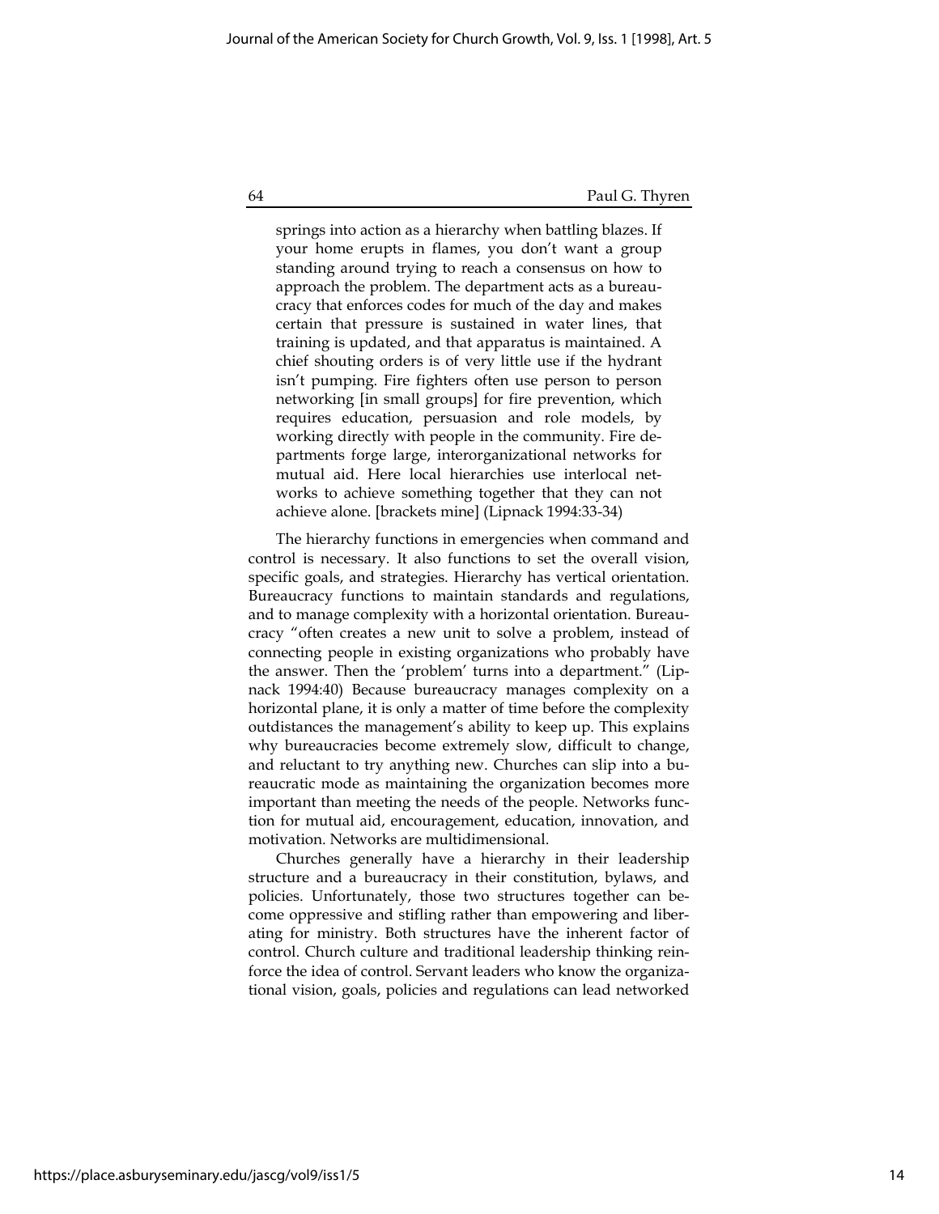> springs into action as a hierarchy when battling blazes. If your home erupts in flames, you don't want a group standing around trying to reach a consensus on how to approach the problem. The department acts as a bureaucracy that enforces codes for much of the day and makes certain that pressure is sustained in water lines, that training is updated, and that apparatus is maintained. A chief shouting orders is of very little use if the hydrant isn't pumping. Fire fighters often use person to person networking [in small groups] for fire prevention, which requires education, persuasion and role models, by working directly with people in the community. Fire departments forge large, interorganizational networks for mutual aid. Here local hierarchies use interlocal networks to achieve something together that they can not achieve alone. [brackets mine] (Lipnack 1994:33-34)

The hierarchy functions in emergencies when command and control is necessary. It also functions to set the overall vision, specific goals, and strategies. Hierarchy has vertical orientation. Bureaucracy functions to maintain standards and regulations, and to manage complexity with a horizontal orientation. Bureaucracy "often creates a new unit to solve a problem, instead of connecting people in existing organizations who probably have the answer. Then the 'problem' turns into a department." (Lipnack 1994:40) Because bureaucracy manages complexity on a horizontal plane, it is only a matter of time before the complexity outdistances the management's ability to keep up. This explains why bureaucracies become extremely slow, difficult to change, and reluctant to try anything new. Churches can slip into a bureaucratic mode as maintaining the organization becomes more important than meeting the needs of the people. Networks function for mutual aid, encouragement, education, innovation, and motivation. Networks are multidimensional.

Churches generally have a hierarchy in their leadership structure and a bureaucracy in their constitution, bylaws, and policies. Unfortunately, those two structures together can become oppressive and stifling rather than empowering and liberating for ministry. Both structures have the inherent factor of control. Church culture and traditional leadership thinking reinforce the idea of control. Servant leaders who know the organizational vision, goals, policies and regulations can lead networked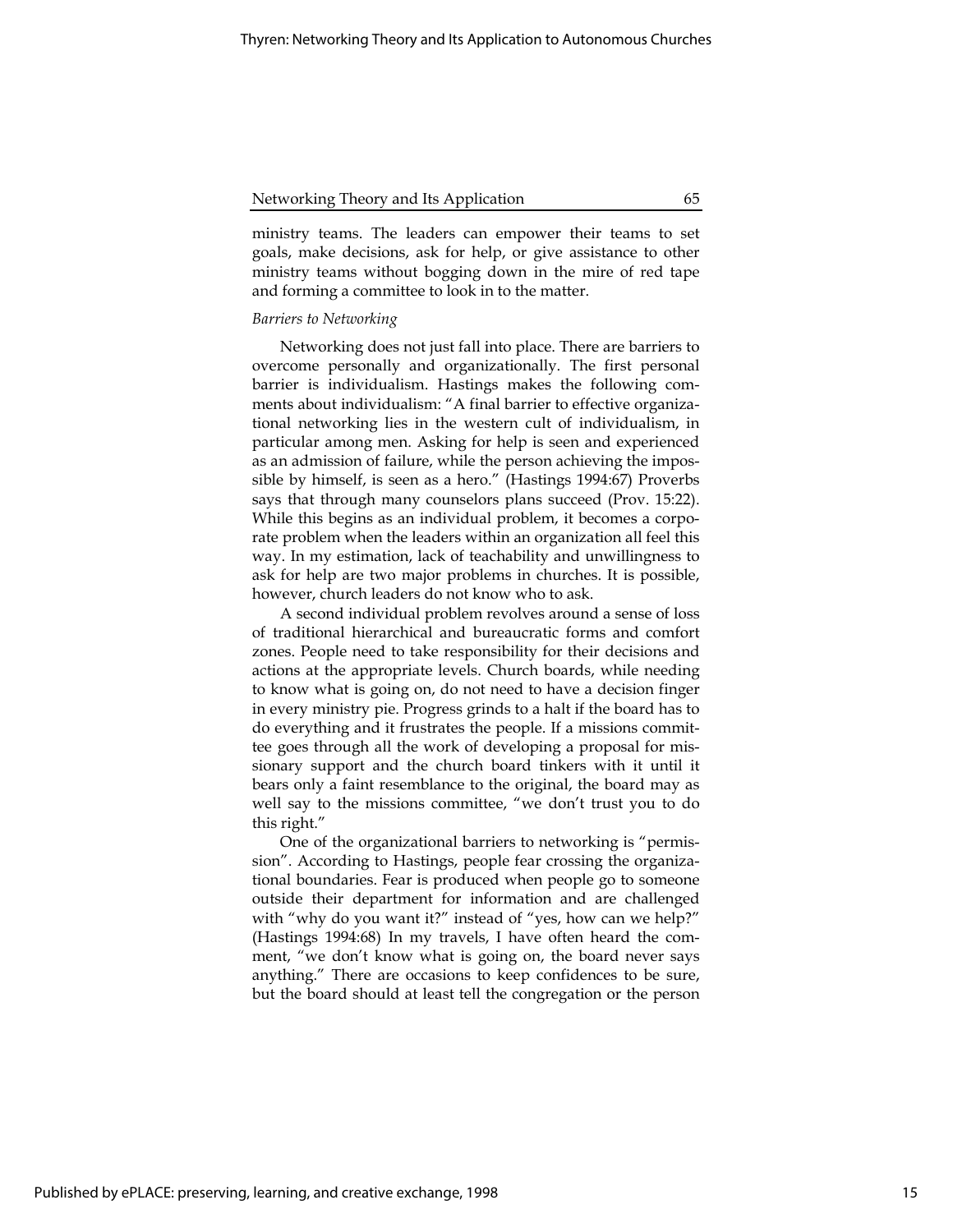ministry teams. The leaders can empower their teams to set goals, make decisions, ask for help, or give assistance to other ministry teams without bogging down in the mire of red tape and forming a committee to look in to the matter.

*Barriers to Networking*

Networking does not just fall into place. There are barriers to overcome personally and organizationally. The first personal barrier is individualism. Hastings makes the following comments about individualism: "A final barrier to effective organizational networking lies in the western cult of individualism, in particular among men. Asking for help is seen and experienced as an admission of failure, while the person achieving the impossible by himself, is seen as a hero." (Hastings 1994:67) Proverbs says that through many counselors plans succeed (Prov. 15:22). While this begins as an individual problem, it becomes a corporate problem when the leaders within an organization all feel this way. In my estimation, lack of teachability and unwillingness to ask for help are two major problems in churches. It is possible, however, church leaders do not know who to ask.

A second individual problem revolves around a sense of loss of traditional hierarchical and bureaucratic forms and comfort zones. People need to take responsibility for their decisions and actions at the appropriate levels. Church boards, while needing to know what is going on, do not need to have a decision finger in every ministry pie. Progress grinds to a halt if the board has to do everything and it frustrates the people. If a missions committee goes through all the work of developing a proposal for missionary support and the church board tinkers with it until it bears only a faint resemblance to the original, the board may as well say to the missions committee, "we don't trust you to do this right."

One of the organizational barriers to networking is "permission". According to Hastings, people fear crossing the organizational boundaries. Fear is produced when people go to someone outside their department for information and are challenged with "why do you want it?" instead of "yes, how can we help?" (Hastings 1994:68) In my travels, I have often heard the comment, "we don't know what is going on, the board never says anything." There are occasions to keep confidences to be sure, but the board should at least tell the congregation or the person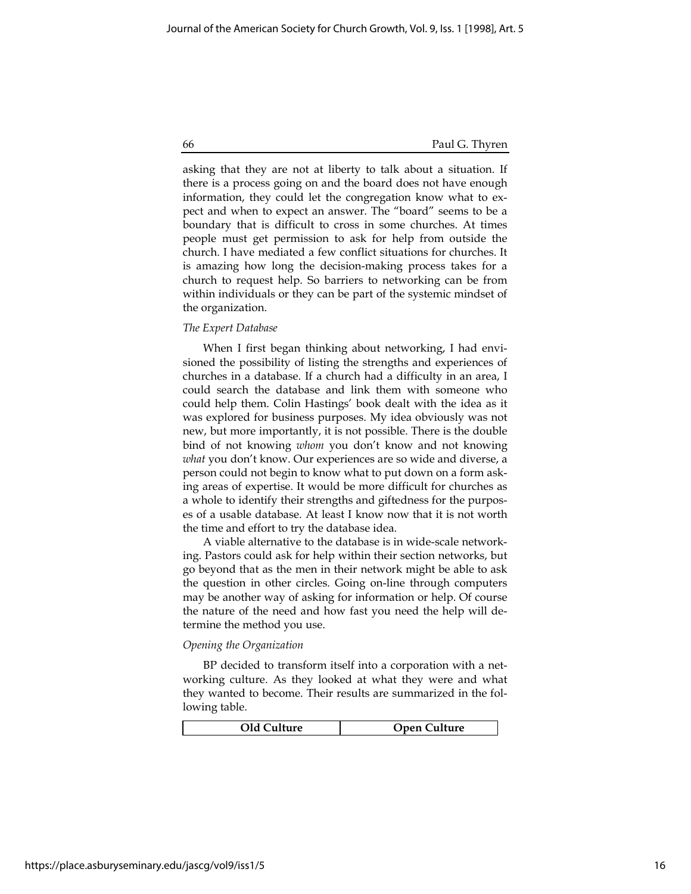asking that they are not at liberty to talk about a situation. If there is a process going on and the board does not have enough information, they could let the congregation know what to expect and when to expect an answer. The "board" seems to be a boundary that is difficult to cross in some churches. At times people must get permission to ask for help from outside the church. I have mediated a few conflict situations for churches. It is amazing how long the decision-making process takes for a church to request help. So barriers to networking can be from within individuals or they can be part of the systemic mindset of the organization.

*The Expert Database*

When I first began thinking about networking, I had envisioned the possibility of listing the strengths and experiences of churches in a database. If a church had a difficulty in an area, I could search the database and link them with someone who could help them. Colin Hastings' book dealt with the idea as it was explored for business purposes. My idea obviously was not new, but more importantly, it is not possible. There is the double bind of not knowing *whom* you don't know and not knowing *what* you don't know. Our experiences are so wide and diverse, a person could not begin to know what to put down on a form asking areas of expertise. It would be more difficult for churches as a whole to identify their strengths and giftedness for the purposes of a usable database. At least I know now that it is not worth the time and effort to try the database idea.

A viable alternative to the database is in wide-scale networking. Pastors could ask for help within their section networks, but go beyond that as the men in their network might be able to ask the question in other circles. Going on-line through computers may be another way of asking for information or help. Of course the nature of the need and how fast you need the help will determine the method you use.

*Opening the Organization*

BP decided to transform itself into a corporation with a networking culture. As they looked at what they were and what they wanted to become. Their results are summarized in the following table.

| Old Culture | Open Culture |
|---|---|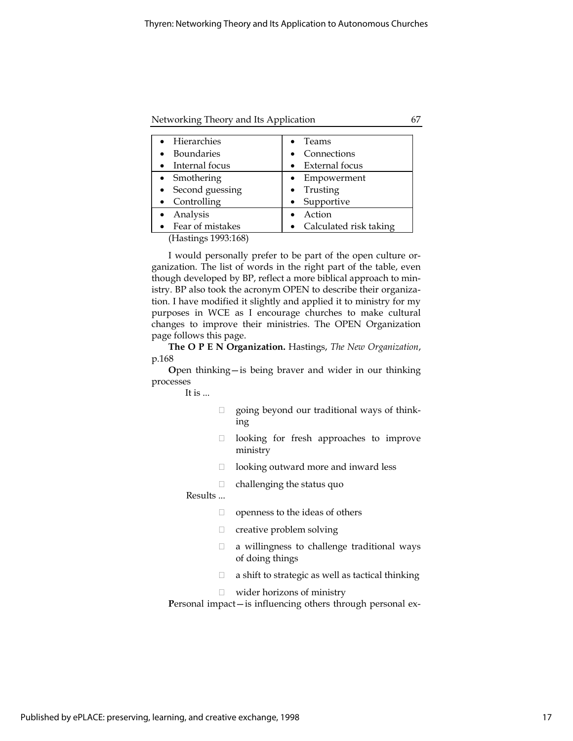| | |
|---|---|
| • Hierarchies<br>• Boundaries<br>• Internal focus | • Teams<br>• Connections<br>• External focus |
| • Smothering<br>• Second guessing<br>• Controlling | • Empowerment<br>• Trusting<br>• Supportive |
| • Analysis<br>• Fear of mistakes | • Action<br>• Calculated risk taking |

(Hastings 1993:168)

I would personally prefer to be part of the open culture organization. The list of words in the right part of the table, even though developed by BP, reflect a more biblical approach to ministry. BP also took the acronym OPEN to describe their organization. I have modified it slightly and applied it to ministry for my purposes in WCE as I encourage churches to make cultural changes to improve their ministries. The OPEN Organization page follows this page.

**The O P E N Organization.** Hastings, *The New Organization*, p.168

**O**pen thinking—is being braver and wider in our thinking processes

It is ...

- going beyond our traditional ways of thinking
- looking for fresh approaches to improve ministry
- looking outward more and inward less
- challenging the status quo

Results ...

- openness to the ideas of others
- creative problem solving
- a willingness to challenge traditional ways of doing things
- a shift to strategic as well as tactical thinking
- wider horizons of ministry

**P**ersonal impact—is influencing others through personal ex-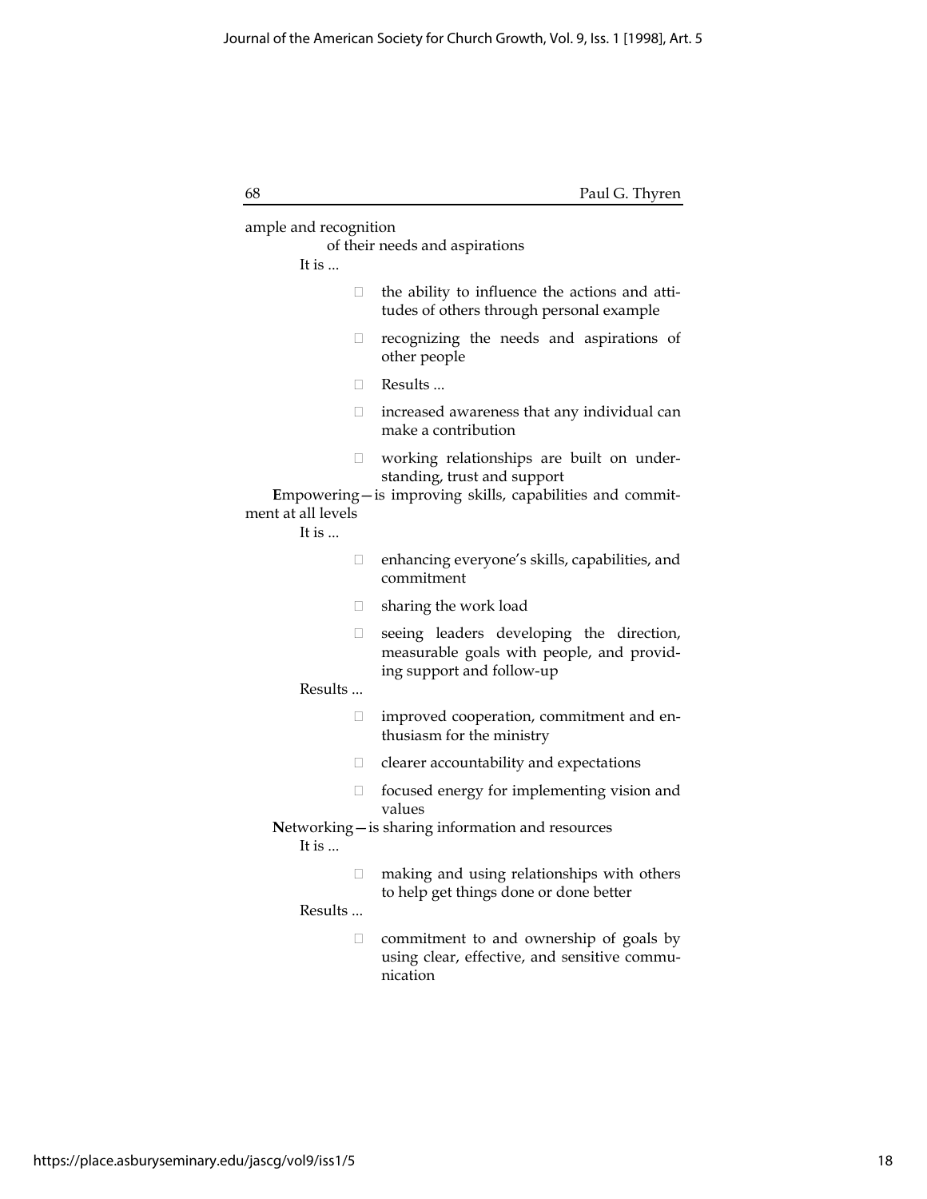ample and recognition

of their needs and aspirations

It is ...

- the ability to influence the actions and attitudes of others through personal example
- recognizing the needs and aspirations of other people
- Results ...
- increased awareness that any individual can make a contribution
- working relationships are built on understanding, trust and support

**E**mpowering—is improving skills, capabilities and commitment at all levels

It is ...

- enhancing everyone's skills, capabilities, and commitment
- sharing the work load
- seeing leaders developing the direction, measurable goals with people, and providing support and follow-up

Results ...

- improved cooperation, commitment and enthusiasm for the ministry
- clearer accountability and expectations
- focused energy for implementing vision and values

**N**etworking—is sharing information and resources

It is ...

- making and using relationships with others to help get things done or done better

Results ...

- commitment to and ownership of goals by using clear, effective, and sensitive communication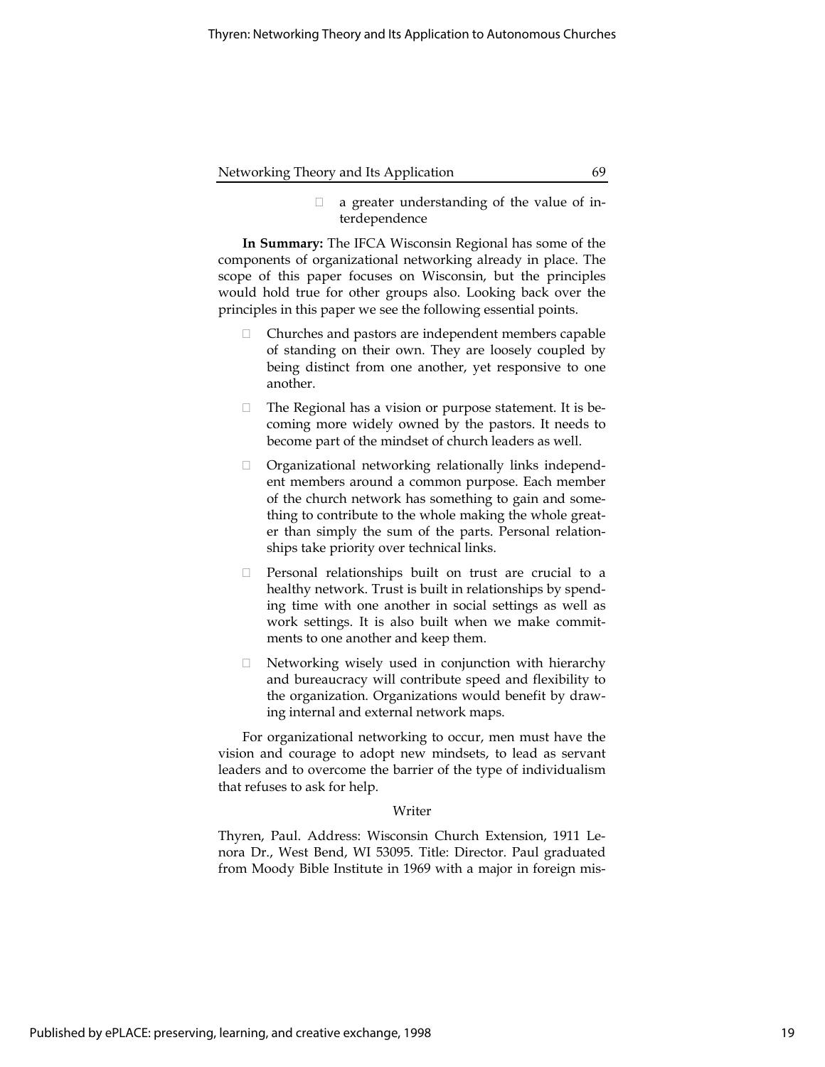- a greater understanding of the value of interdependence

**In Summary:** The IFCA Wisconsin Regional has some of the components of organizational networking already in place. The scope of this paper focuses on Wisconsin, but the principles would hold true for other groups also. Looking back over the principles in this paper we see the following essential points.

- Churches and pastors are independent members capable of standing on their own. They are loosely coupled by being distinct from one another, yet responsive to one another.
- The Regional has a vision or purpose statement. It is becoming more widely owned by the pastors. It needs to become part of the mindset of church leaders as well.
- Organizational networking relationally links independent members around a common purpose. Each member of the church network has something to gain and something to contribute to the whole making the whole greater than simply the sum of the parts. Personal relationships take priority over technical links.
- Personal relationships built on trust are crucial to a healthy network. Trust is built in relationships by spending time with one another in social settings as well as work settings. It is also built when we make commitments to one another and keep them.
- Networking wisely used in conjunction with hierarchy and bureaucracy will contribute speed and flexibility to the organization. Organizations would benefit by drawing internal and external network maps.

For organizational networking to occur, men must have the vision and courage to adopt new mindsets, to lead as servant leaders and to overcome the barrier of the type of individualism that refuses to ask for help.

### Writer

Thyren, Paul. Address: Wisconsin Church Extension, 1911 Lenora Dr., West Bend, WI 53095. Title: Director. Paul graduated from Moody Bible Institute in 1969 with a major in foreign mis-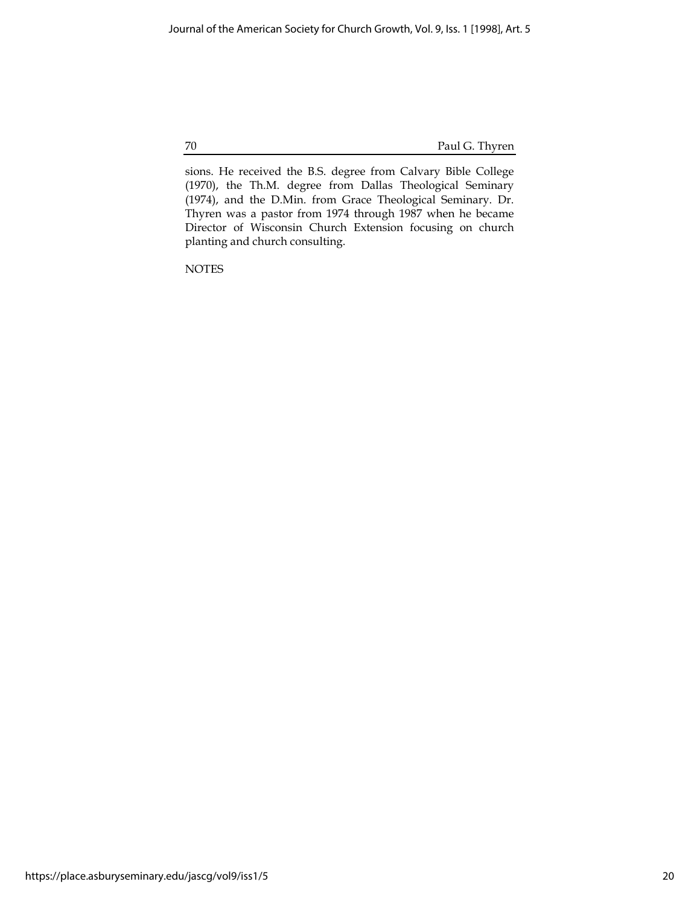sions. He received the B.S. degree from Calvary Bible College (1970), the Th.M. degree from Dallas Theological Seminary (1974), and the D.Min. from Grace Theological Seminary. Dr. Thyren was a pastor from 1974 through 1987 when he became Director of Wisconsin Church Extension focusing on church planting and church consulting.

NOTES